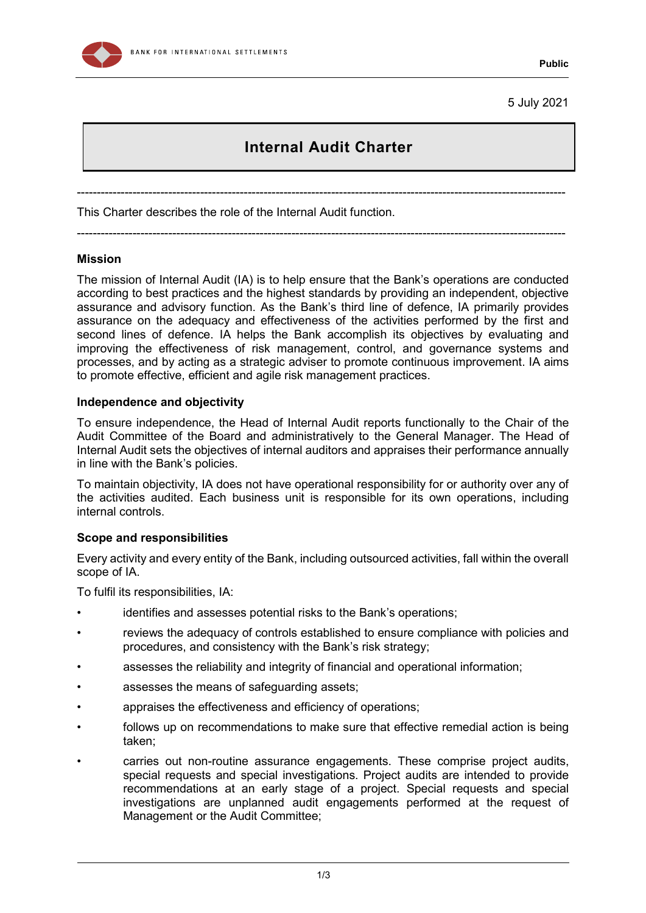Public

5 July 2021

# Internal Audit Charter

---

This Charter describes the role of the Internal Audit function.

---

## Mission

The mission of Internal Audit (IA) is to help ensure that the Bank's operations are conducted according to best practices and the highest standards by providing an independent, objective assurance and advisory function. As the Bank's third line of defence, IA primarily provides assurance on the adequacy and effectiveness of the activities performed by the first and second lines of defence. IA helps the Bank accomplish its objectives by evaluating and improving the effectiveness of risk management, control, and governance systems and processes, and by acting as a strategic adviser to promote continuous improvement. IA aims to promote effective, efficient and agile risk management practices.

## Independence and objectivity

To ensure independence, the Head of Internal Audit reports functionally to the Chair of the Audit Committee of the Board and administratively to the General Manager. The Head of Internal Audit sets the objectives of internal auditors and appraises their performance annually in line with the Bank's policies.

To maintain objectivity, IA does not have operational responsibility for or authority over any of the activities audited. Each business unit is responsible for its own operations, including internal controls.

## Scope and responsibilities

Every activity and every entity of the Bank, including outsourced activities, fall within the overall scope of IA.

To fulfil its responsibilities, IA:

- identifies and assesses potential risks to the Bank's operations;
- reviews the adequacy of controls established to ensure compliance with policies and procedures, and consistency with the Bank's risk strategy;
- assesses the reliability and integrity of financial and operational information;
- assesses the means of safeguarding assets;
- appraises the effectiveness and efficiency of operations;
- follows up on recommendations to make sure that effective remedial action is being taken;
- carries out non-routine assurance engagements. These comprise project audits, special requests and special investigations. Project audits are intended to provide recommendations at an early stage of a project. Special requests and special investigations are unplanned audit engagements performed at the request of Management or the Audit Committee;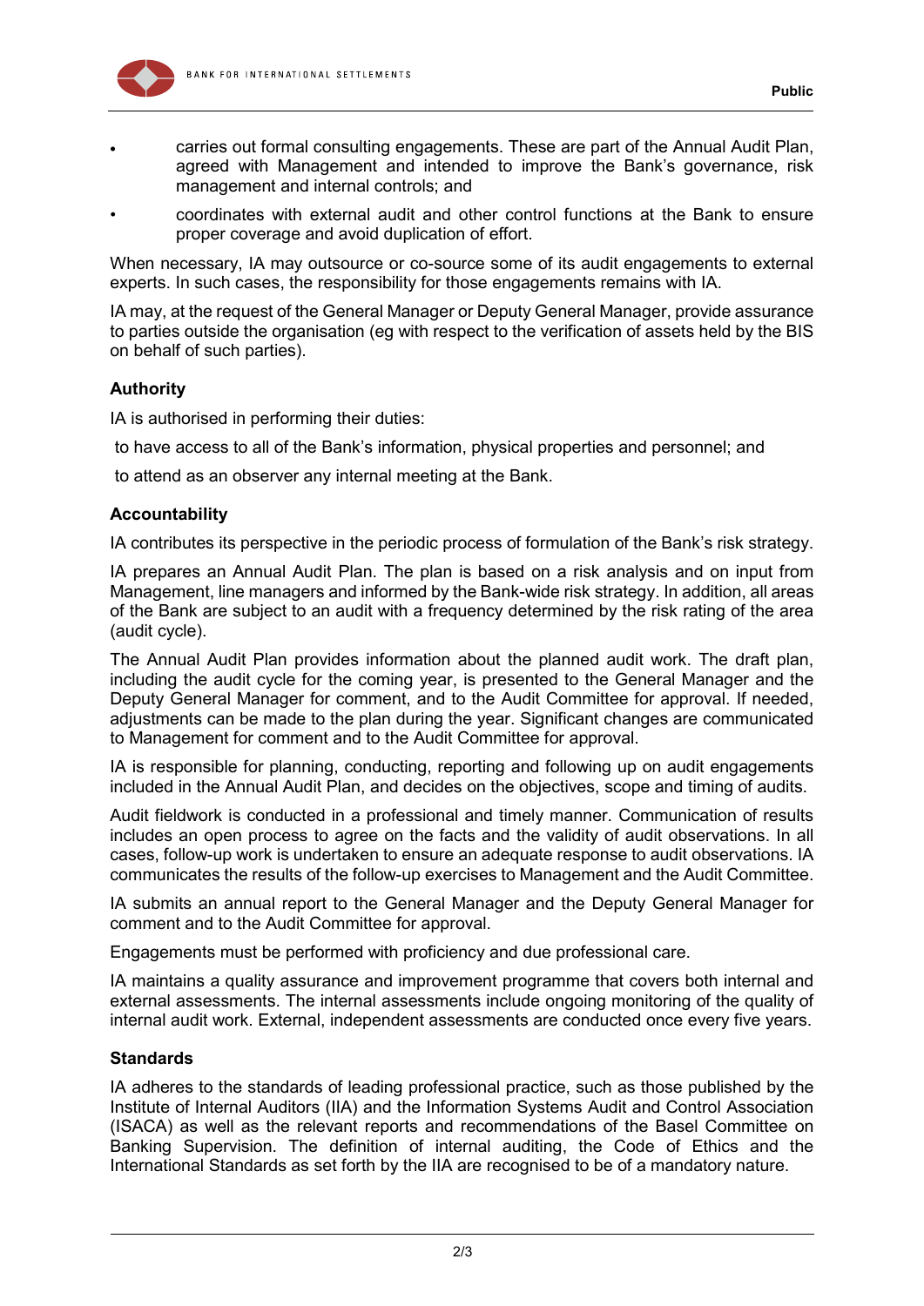- carries out formal consulting engagements. These are part of the Annual Audit Plan, agreed with Management and intended to improve the Bank's governance, risk management and internal controls; and
- coordinates with external audit and other control functions at the Bank to ensure proper coverage and avoid duplication of effort.

When necessary, IA may outsource or co-source some of its audit engagements to external experts. In such cases, the responsibility for those engagements remains with IA.

IA may, at the request of the General Manager or Deputy General Manager, provide assurance to parties outside the organisation (eg with respect to the verification of assets held by the BIS on behalf of such parties).

**Authority**

IA is authorised in performing their duties:

to have access to all of the Bank's information, physical properties and personnel; and

to attend as an observer any internal meeting at the Bank.

**Accountability**

IA contributes its perspective in the periodic process of formulation of the Bank's risk strategy.

IA prepares an Annual Audit Plan. The plan is based on a risk analysis and on input from Management, line managers and informed by the Bank-wide risk strategy. In addition, all areas of the Bank are subject to an audit with a frequency determined by the risk rating of the area (audit cycle).

The Annual Audit Plan provides information about the planned audit work. The draft plan, including the audit cycle for the coming year, is presented to the General Manager and the Deputy General Manager for comment, and to the Audit Committee for approval. If needed, adjustments can be made to the plan during the year. Significant changes are communicated to Management for comment and to the Audit Committee for approval.

IA is responsible for planning, conducting, reporting and following up on audit engagements included in the Annual Audit Plan, and decides on the objectives, scope and timing of audits.

Audit fieldwork is conducted in a professional and timely manner. Communication of results includes an open process to agree on the facts and the validity of audit observations. In all cases, follow-up work is undertaken to ensure an adequate response to audit observations. IA communicates the results of the follow-up exercises to Management and the Audit Committee.

IA submits an annual report to the General Manager and the Deputy General Manager for comment and to the Audit Committee for approval.

Engagements must be performed with proficiency and due professional care.

IA maintains a quality assurance and improvement programme that covers both internal and external assessments. The internal assessments include ongoing monitoring of the quality of internal audit work. External, independent assessments are conducted once every five years.

**Standards**

IA adheres to the standards of leading professional practice, such as those published by the Institute of Internal Auditors (IIA) and the Information Systems Audit and Control Association (ISACA) as well as the relevant reports and recommendations of the Basel Committee on Banking Supervision. The definition of internal auditing, the Code of Ethics and the International Standards as set forth by the IIA are recognised to be of a mandatory nature.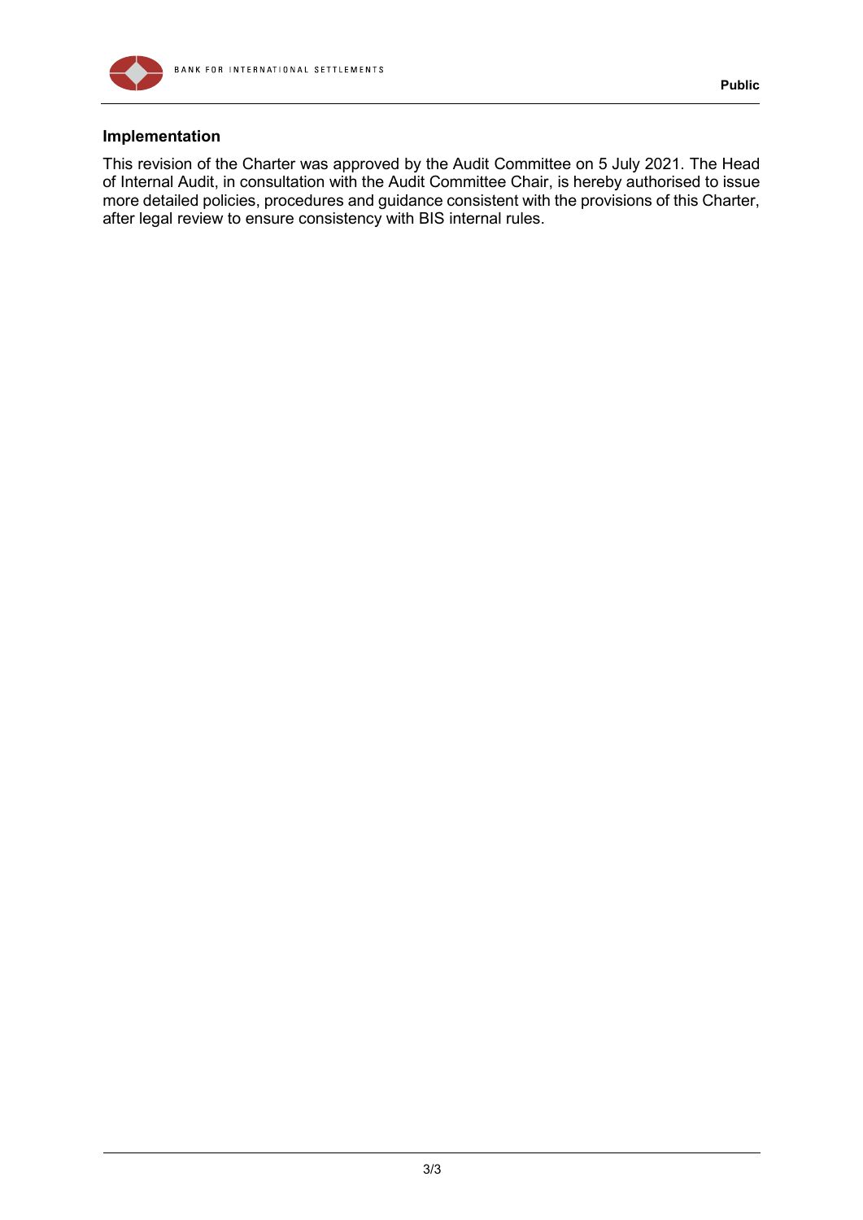## Implementation

This revision of the Charter was approved by the Audit Committee on 5 July 2021. The Head of Internal Audit, in consultation with the Audit Committee Chair, is hereby authorised to issue more detailed policies, procedures and guidance consistent with the provisions of this Charter, after legal review to ensure consistency with BIS internal rules.